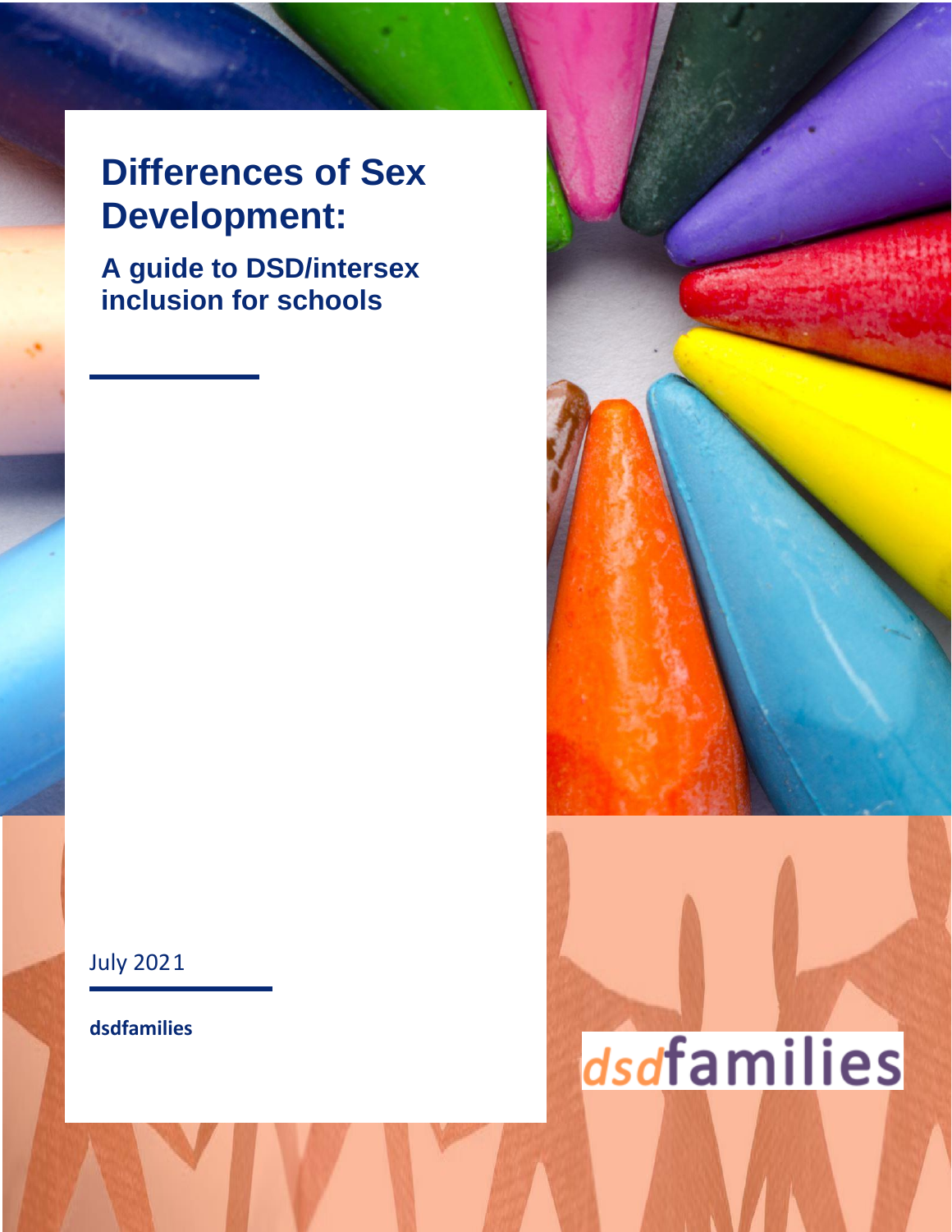# Differences of Sex Development:

## A guide to DSD/intersex inclusion for schools

July 2021

**dsdfamilies**

dsdfamilies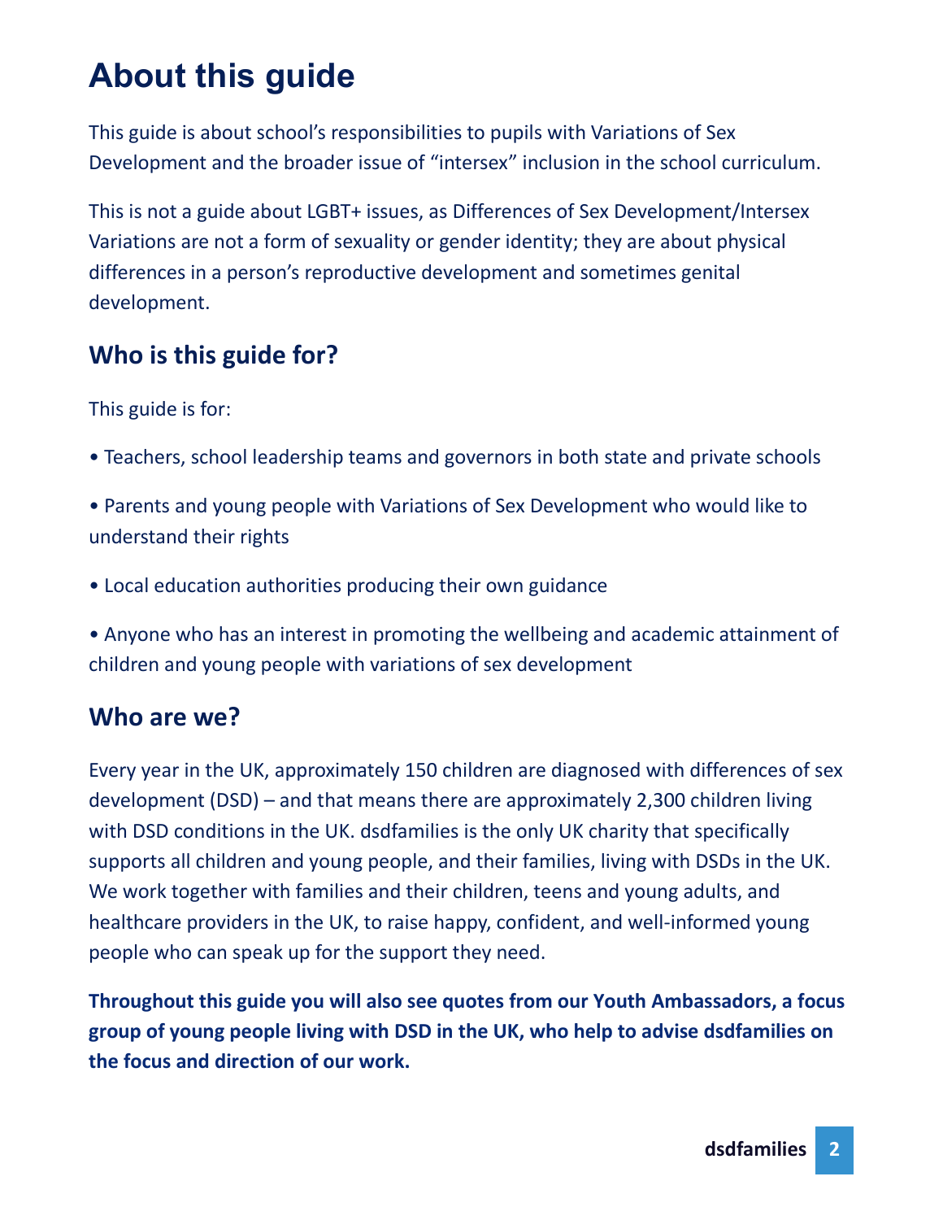# About this guide

This guide is about school's responsibilities to pupils with Variations of Sex Development and the broader issue of "intersex" inclusion in the school curriculum.

This is not a guide about LGBT+ issues, as Differences of Sex Development/Intersex Variations are not a form of sexuality or gender identity; they are about physical differences in a person's reproductive development and sometimes genital development.

## Who is this guide for?

This guide is for:

- Teachers, school leadership teams and governors in both state and private schools
- Parents and young people with Variations of Sex Development who would like to understand their rights
- Local education authorities producing their own guidance
- Anyone who has an interest in promoting the wellbeing and academic attainment of children and young people with variations of sex development

## Who are we?

Every year in the UK, approximately 150 children are diagnosed with differences of sex development (DSD) – and that means there are approximately 2,300 children living with DSD conditions in the UK. dsdfamilies is the only UK charity that specifically supports all children and young people, and their families, living with DSDs in the UK. We work together with families and their children, teens and young adults, and healthcare providers in the UK, to raise happy, confident, and well-informed young people who can speak up for the support they need.

**Throughout this guide you will also see quotes from our Youth Ambassadors, a focus group of young people living with DSD in the UK, who help to advise dsdfamilies on the focus and direction of our work.**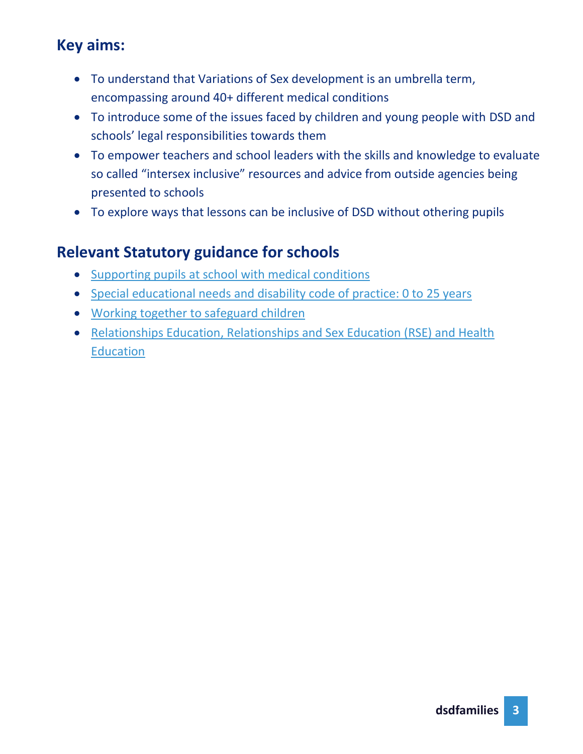## Key aims:

- To understand that Variations of Sex development is an umbrella term, encompassing around 40+ different medical conditions
- To introduce some of the issues faced by children and young people with DSD and schools' legal responsibilities towards them
- To empower teachers and school leaders with the skills and knowledge to evaluate so called "intersex inclusive" resources and advice from outside agencies being presented to schools
- To explore ways that lessons can be inclusive of DSD without othering pupils

## Relevant Statutory guidance for schools

- Supporting pupils at school with medical conditions
- Special educational needs and disability code of practice: 0 to 25 years
- Working together to safeguard children
- Relationships Education, Relationships and Sex Education (RSE) and Health Education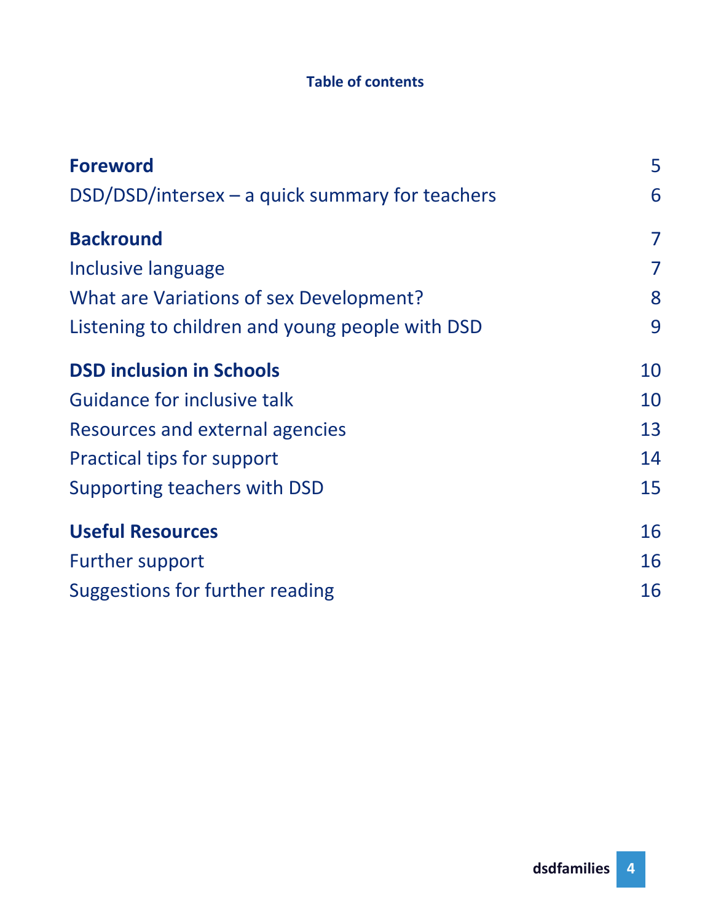**Table of contents**

| | |
|---|---|
| **Foreword** | 5 |
| DSD/DSD/intersex – a quick summary for teachers | 6 |
| **Backround** | 7 |
| Inclusive language | 7 |
| What are Variations of sex Development? | 8 |
| Listening to children and young people with DSD | 9 |
| **DSD inclusion in Schools** | 10 |
| Guidance for inclusive talk | 10 |
| Resources and external agencies | 13 |
| Practical tips for support | 14 |
| Supporting teachers with DSD | 15 |
| **Useful Resources** | 16 |
| Further support | 16 |
| Suggestions for further reading | 16 |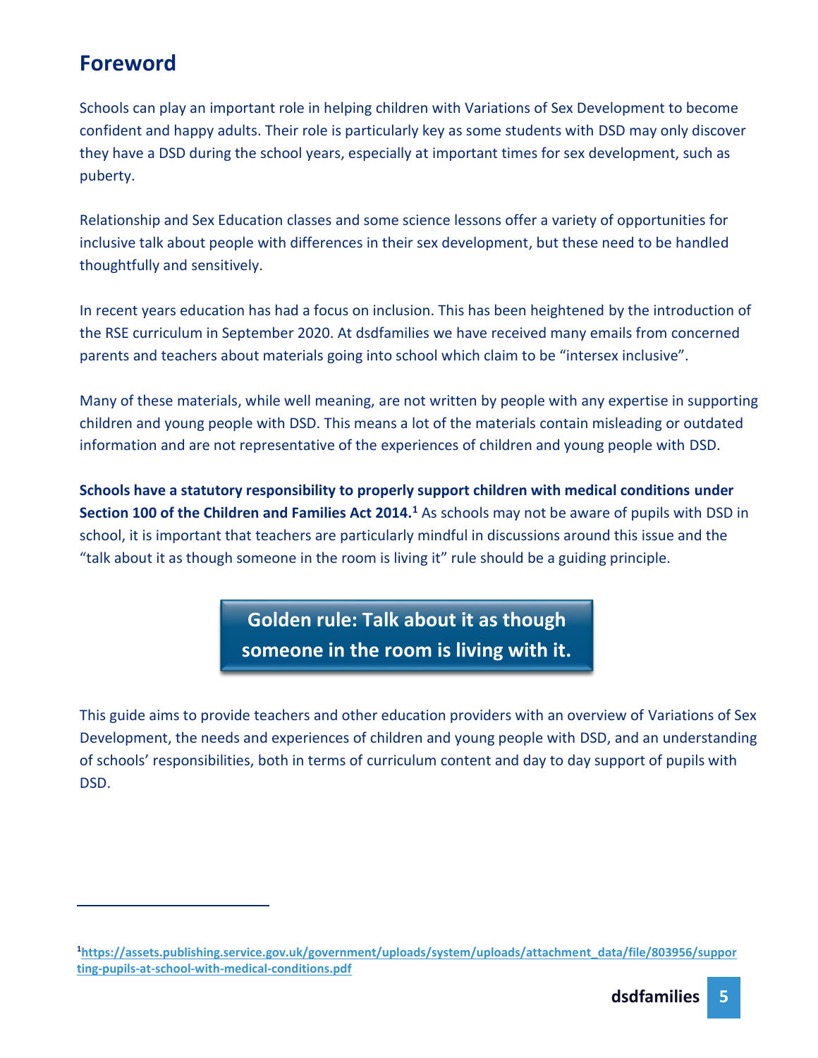## Foreword

Schools can play an important role in helping children with Variations of Sex Development to become confident and happy adults. Their role is particularly key as some students with DSD may only discover they have a DSD during the school years, especially at important times for sex development, such as puberty.

Relationship and Sex Education classes and some science lessons offer a variety of opportunities for inclusive talk about people with differences in their sex development, but these need to be handled thoughtfully and sensitively.

In recent years education has had a focus on inclusion. This has been heightened by the introduction of the RSE curriculum in September 2020. At dsdfamilies we have received many emails from concerned parents and teachers about materials going into school which claim to be "intersex inclusive".

Many of these materials, while well meaning, are not written by people with any expertise in supporting children and young people with DSD. This means a lot of the materials contain misleading or outdated information and are not representative of the experiences of children and young people with DSD.

**Schools have a statutory responsibility to properly support children with medical conditions under Section 100 of the Children and Families Act 2014.[1]** As schools may not be aware of pupils with DSD in school, it is important that teachers are particularly mindful in discussions around this issue and the "talk about it as though someone in the room is living it" rule should be a guiding principle.

**Golden rule: Talk about it as though someone in the room is living with it.**

This guide aims to provide teachers and other education providers with an overview of Variations of Sex Development, the needs and experiences of children and young people with DSD, and an understanding of schools' responsibilities, both in terms of curriculum content and day to day support of pupils with DSD.

---

[1] https://assets.publishing.service.gov.uk/government/uploads/system/uploads/attachment_data/file/803956/supporting-pupils-at-school-with-medical-conditions.pdf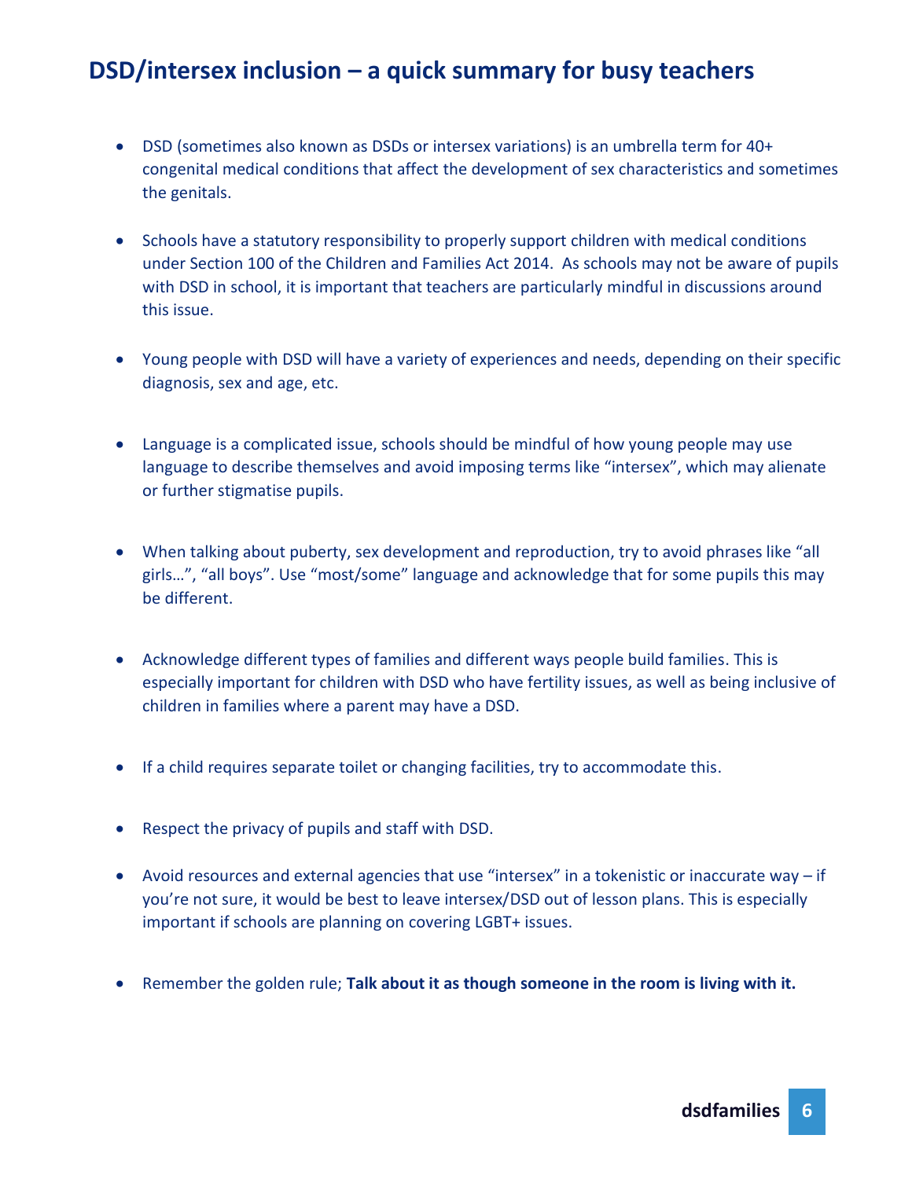## DSD/intersex inclusion – a quick summary for busy teachers

- DSD (sometimes also known as DSDs or intersex variations) is an umbrella term for 40+ congenital medical conditions that affect the development of sex characteristics and sometimes the genitals.

- Schools have a statutory responsibility to properly support children with medical conditions under Section 100 of the Children and Families Act 2014. As schools may not be aware of pupils with DSD in school, it is important that teachers are particularly mindful in discussions around this issue.

- Young people with DSD will have a variety of experiences and needs, depending on their specific diagnosis, sex and age, etc.

- Language is a complicated issue, schools should be mindful of how young people may use language to describe themselves and avoid imposing terms like "intersex", which may alienate or further stigmatise pupils.

- When talking about puberty, sex development and reproduction, try to avoid phrases like "all girls…", "all boys". Use "most/some" language and acknowledge that for some pupils this may be different.

- Acknowledge different types of families and different ways people build families. This is especially important for children with DSD who have fertility issues, as well as being inclusive of children in families where a parent may have a DSD.

- If a child requires separate toilet or changing facilities, try to accommodate this.

- Respect the privacy of pupils and staff with DSD.

- Avoid resources and external agencies that use "intersex" in a tokenistic or inaccurate way – if you're not sure, it would be best to leave intersex/DSD out of lesson plans. This is especially important if schools are planning on covering LGBT+ issues.

- Remember the golden rule; **Talk about it as though someone in the room is living with it.**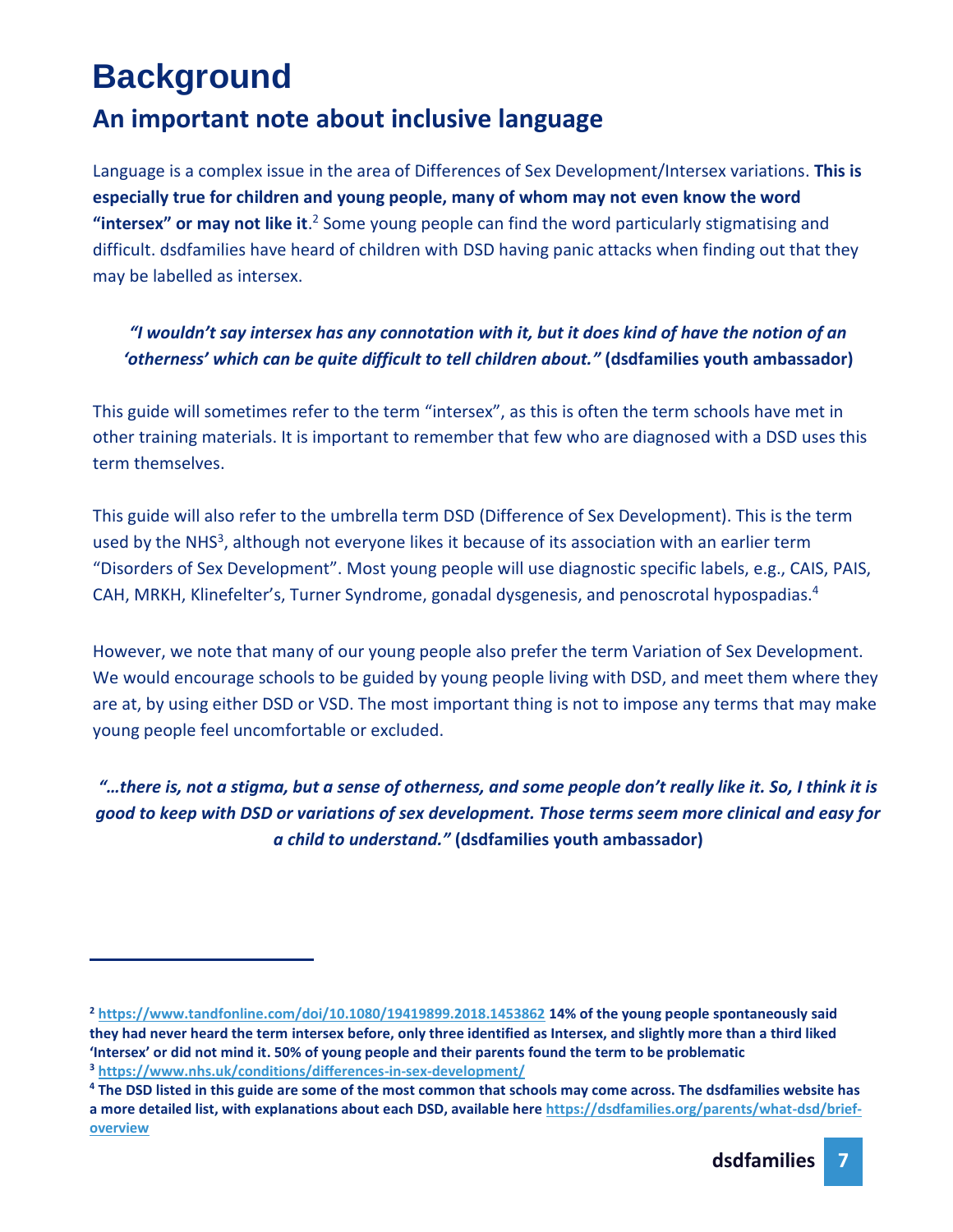# Background

## An important note about inclusive language

Language is a complex issue in the area of Differences of Sex Development/Intersex variations. **This is especially true for children and young people, many of whom may not even know the word "intersex" or may not like it**.[2] Some young people can find the word particularly stigmatising and difficult. dsdfamilies have heard of children with DSD having panic attacks when finding out that they may be labelled as intersex.

> ***"I wouldn't say intersex has any connotation with it, but it does kind of have the notion of an 'otherness' which can be quite difficult to tell children about."*** **(dsdfamilies youth ambassador)**

This guide will sometimes refer to the term "intersex", as this is often the term schools have met in other training materials. It is important to remember that few who are diagnosed with a DSD uses this term themselves.

This guide will also refer to the umbrella term DSD (Difference of Sex Development). This is the term used by the NHS[3], although not everyone likes it because of its association with an earlier term "Disorders of Sex Development". Most young people will use diagnostic specific labels, e.g., CAIS, PAIS, CAH, MRKH, Klinefelter's, Turner Syndrome, gonadal dysgenesis, and penoscrotal hypospadias.[4]

However, we note that many of our young people also prefer the term Variation of Sex Development. We would encourage schools to be guided by young people living with DSD, and meet them where they are at, by using either DSD or VSD. The most important thing is not to impose any terms that may make young people feel uncomfortable or excluded.

> ***"…there is, not a stigma, but a sense of otherness, and some people don't really like it. So, I think it is good to keep with DSD or variations of sex development. Those terms seem more clinical and easy for a child to understand."*** **(dsdfamilies youth ambassador)**

---

**[2] https://www.tandfonline.com/doi/10.1080/19419899.2018.1453862 14% of the young people spontaneously said they had never heard the term intersex before, only three identified as Intersex, and slightly more than a third liked 'Intersex' or did not mind it. 50% of young people and their parents found the term to be problematic**

**[3] https://www.nhs.uk/conditions/differences-in-sex-development/**

**[4] The DSD listed in this guide are some of the most common that schools may come across. The dsdfamilies website has a more detailed list, with explanations about each DSD, available here https://dsdfamilies.org/parents/what-dsd/brief-overview**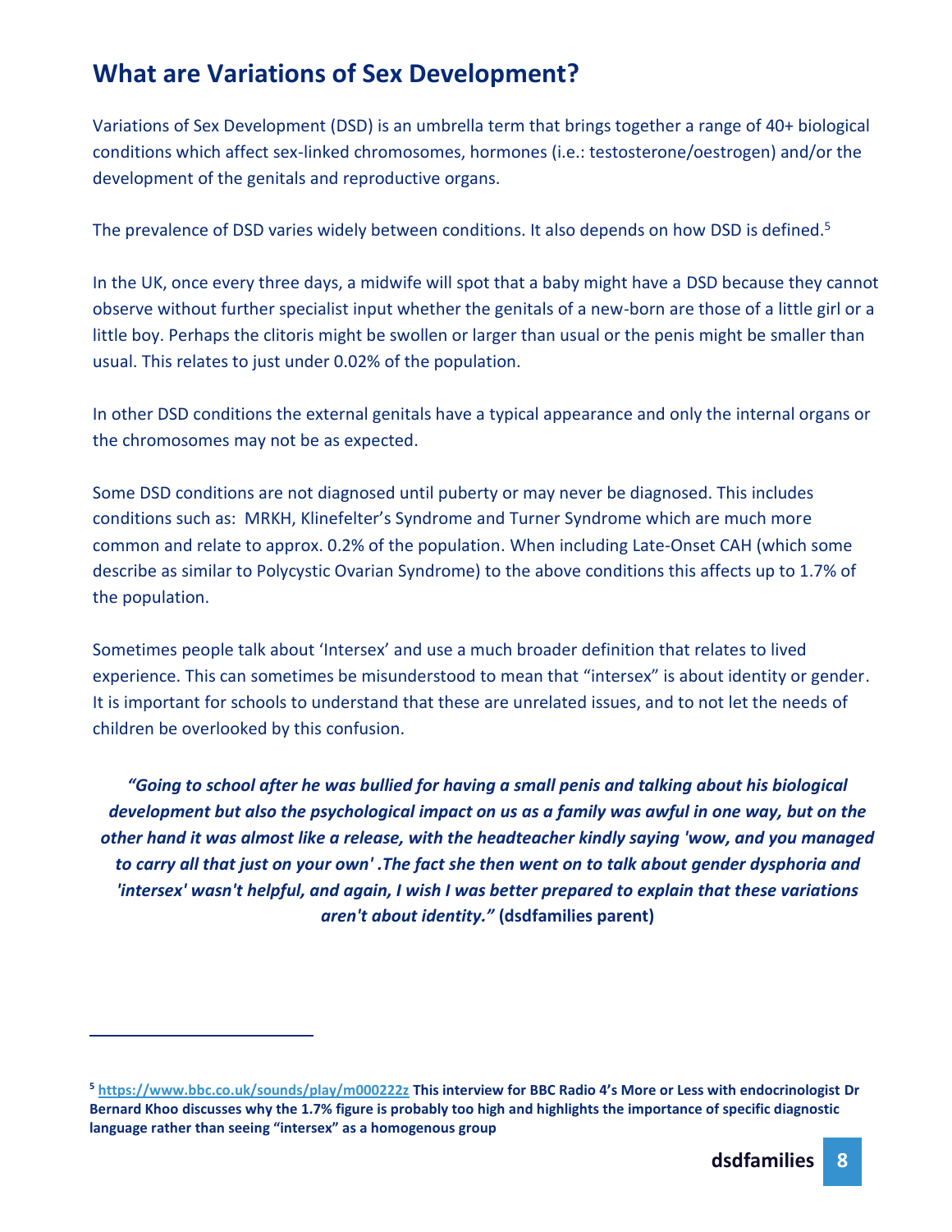## What are Variations of Sex Development?

Variations of Sex Development (DSD) is an umbrella term that brings together a range of 40+ biological conditions which affect sex-linked chromosomes, hormones (i.e.: testosterone/oestrogen) and/or the development of the genitals and reproductive organs.

The prevalence of DSD varies widely between conditions. It also depends on how DSD is defined.[5]

In the UK, once every three days, a midwife will spot that a baby might have a DSD because they cannot observe without further specialist input whether the genitals of a new-born are those of a little girl or a little boy. Perhaps the clitoris might be swollen or larger than usual or the penis might be smaller than usual. This relates to just under 0.02% of the population.

In other DSD conditions the external genitals have a typical appearance and only the internal organs or the chromosomes may not be as expected.

Some DSD conditions are not diagnosed until puberty or may never be diagnosed. This includes conditions such as: MRKH, Klinefelter's Syndrome and Turner Syndrome which are much more common and relate to approx. 0.2% of the population. When including Late-Onset CAH (which some describe as similar to Polycystic Ovarian Syndrome) to the above conditions this affects up to 1.7% of the population.

Sometimes people talk about 'Intersex' and use a much broader definition that relates to lived experience. This can sometimes be misunderstood to mean that "intersex" is about identity or gender. It is important for schools to understand that these are unrelated issues, and to not let the needs of children be overlooked by this confusion.

> ***"Going to school after he was bullied for having a small penis and talking about his biological development but also the psychological impact on us as a family was awful in one way, but on the other hand it was almost like a release, with the headteacher kindly saying 'wow, and you managed to carry all that just on your own' .The fact she then went on to talk about gender dysphoria and 'intersex' wasn't helpful, and again, I wish I was better prepared to explain that these variations aren't about identity."*** **(dsdfamilies parent)**

---

[5] https://www.bbc.co.uk/sounds/play/m000222z **This interview for BBC Radio 4's More or Less with endocrinologist Dr Bernard Khoo discusses why the 1.7% figure is probably too high and highlights the importance of specific diagnostic language rather than seeing "intersex" as a homogenous group**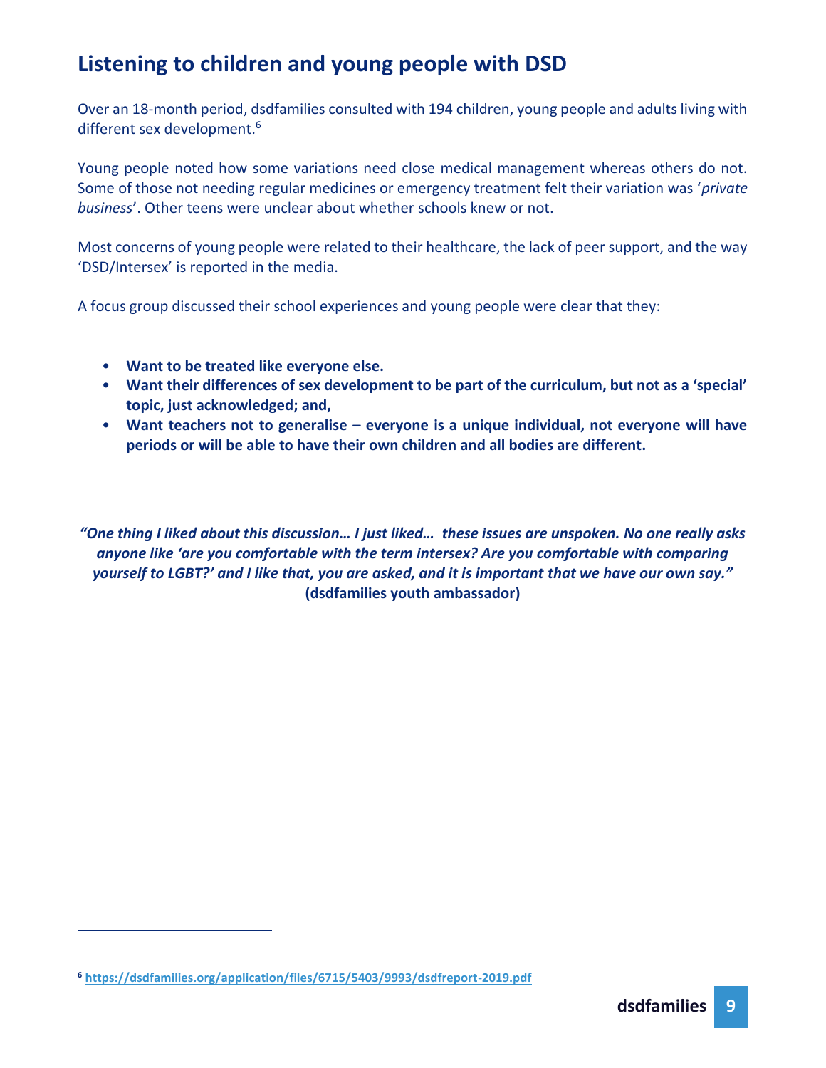## Listening to children and young people with DSD

Over an 18-month period, dsdfamilies consulted with 194 children, young people and adults living with different sex development.[6]

Young people noted how some variations need close medical management whereas others do not. Some of those not needing regular medicines or emergency treatment felt their variation was '*private business*'. Other teens were unclear about whether schools knew or not.

Most concerns of young people were related to their healthcare, the lack of peer support, and the way 'DSD/Intersex' is reported in the media.

A focus group discussed their school experiences and young people were clear that they:

- **Want to be treated like everyone else.**
- **Want their differences of sex development to be part of the curriculum, but not as a 'special' topic, just acknowledged; and,**
- **Want teachers not to generalise – everyone is a unique individual, not everyone will have periods or will be able to have their own children and all bodies are different.**

***"One thing I liked about this discussion… I just liked… these issues are unspoken. No one really asks anyone like 'are you comfortable with the term intersex? Are you comfortable with comparing yourself to LGBT?' and I like that, you are asked, and it is important that we have our own say."***
**(dsdfamilies youth ambassador)**

[6] https://dsdfamilies.org/application/files/6715/5403/9993/dsdfreport-2019.pdf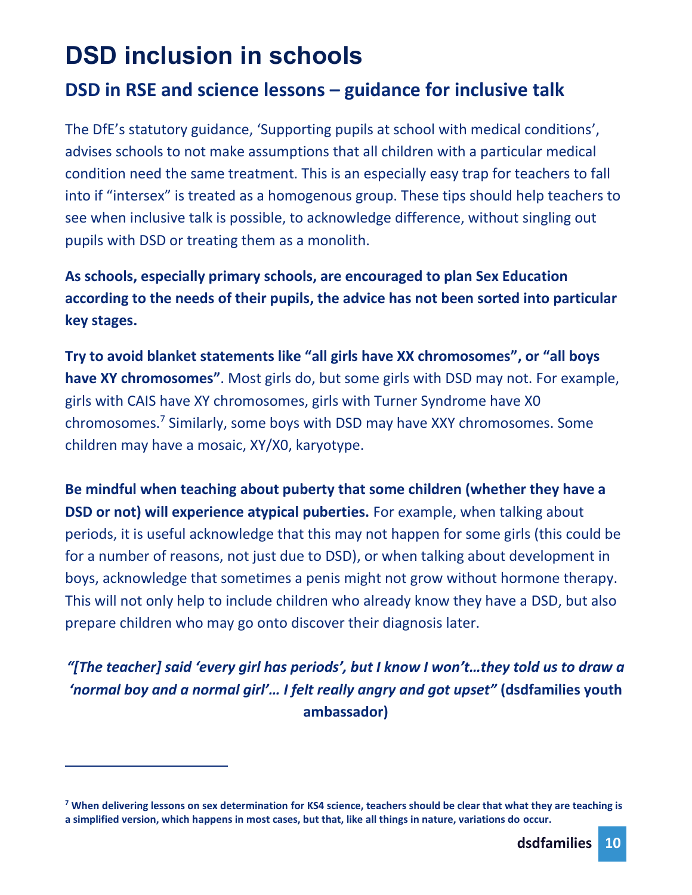# DSD inclusion in schools

## DSD in RSE and science lessons – guidance for inclusive talk

The DfE's statutory guidance, 'Supporting pupils at school with medical conditions', advises schools to not make assumptions that all children with a particular medical condition need the same treatment. This is an especially easy trap for teachers to fall into if "intersex" is treated as a homogenous group. These tips should help teachers to see when inclusive talk is possible, to acknowledge difference, without singling out pupils with DSD or treating them as a monolith.

**As schools, especially primary schools, are encouraged to plan Sex Education according to the needs of their pupils, the advice has not been sorted into particular key stages.**

**Try to avoid blanket statements like "all girls have XX chromosomes", or "all boys have XY chromosomes"**. Most girls do, but some girls with DSD may not. For example, girls with CAIS have XY chromosomes, girls with Turner Syndrome have X0 chromosomes.[7] Similarly, some boys with DSD may have XXY chromosomes. Some children may have a mosaic, XY/X0, karyotype.

**Be mindful when teaching about puberty that some children (whether they have a DSD or not) will experience atypical puberties.** For example, when talking about periods, it is useful acknowledge that this may not happen for some girls (this could be for a number of reasons, not just due to DSD), or when talking about development in boys, acknowledge that sometimes a penis might not grow without hormone therapy. This will not only help to include children who already know they have a DSD, but also prepare children who may go onto discover their diagnosis later.

***"[The teacher] said 'every girl has periods', but I know I won't…they told us to draw a 'normal boy and a normal girl'… I felt really angry and got upset"*** **(dsdfamilies youth ambassador)**

---

[7] **When delivering lessons on sex determination for KS4 science, teachers should be clear that what they are teaching is a simplified version, which happens in most cases, but that, like all things in nature, variations do occur.**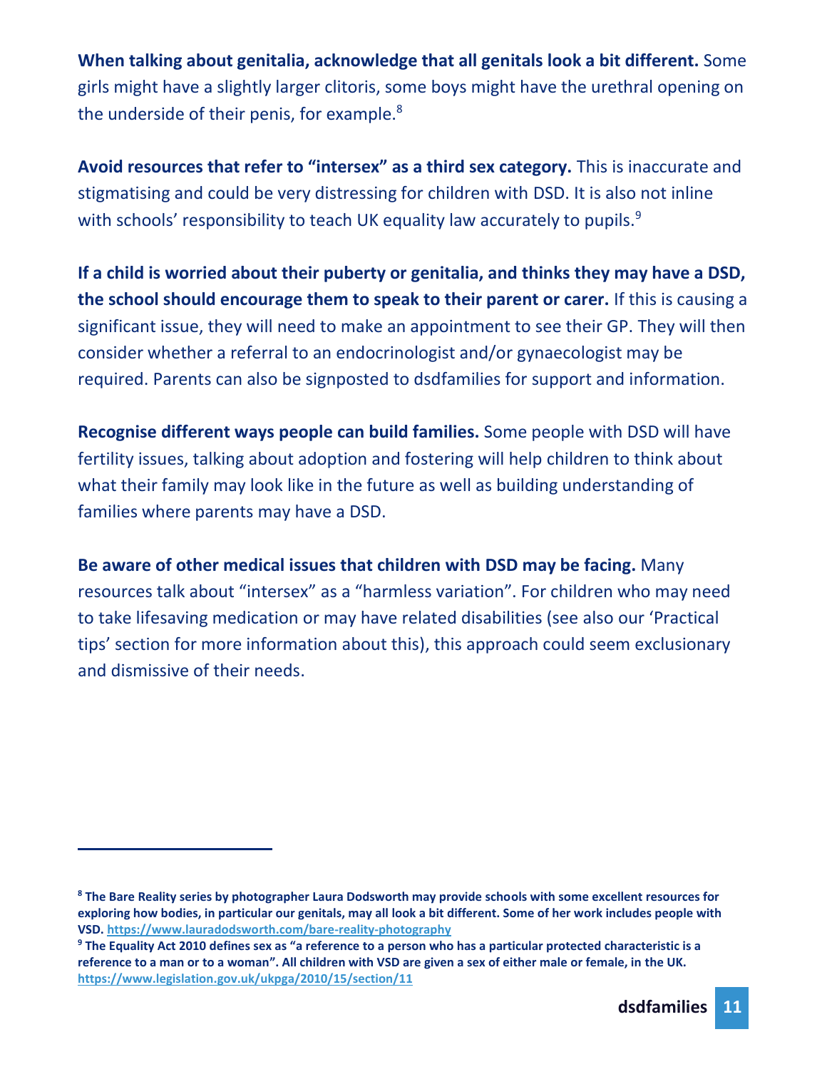**When talking about genitalia, acknowledge that all genitals look a bit different.** Some girls might have a slightly larger clitoris, some boys might have the urethral opening on the underside of their penis, for example.[8]

**Avoid resources that refer to "intersex" as a third sex category.** This is inaccurate and stigmatising and could be very distressing for children with DSD. It is also not inline with schools' responsibility to teach UK equality law accurately to pupils.[9]

**If a child is worried about their puberty or genitalia, and thinks they may have a DSD, the school should encourage them to speak to their parent or carer.** If this is causing a significant issue, they will need to make an appointment to see their GP. They will then consider whether a referral to an endocrinologist and/or gynaecologist may be required. Parents can also be signposted to dsdfamilies for support and information.

**Recognise different ways people can build families.** Some people with DSD will have fertility issues, talking about adoption and fostering will help children to think about what their family may look like in the future as well as building understanding of families where parents may have a DSD.

**Be aware of other medical issues that children with DSD may be facing.** Many resources talk about "intersex" as a "harmless variation". For children who may need to take lifesaving medication or may have related disabilities (see also our 'Practical tips' section for more information about this), this approach could seem exclusionary and dismissive of their needs.

---

**[8] The Bare Reality series by photographer Laura Dodsworth may provide schools with some excellent resources for exploring how bodies, in particular our genitals, may all look a bit different. Some of her work includes people with VSD. https://www.lauradodsworth.com/bare-reality-photography**

**[9] The Equality Act 2010 defines sex as "a reference to a person who has a particular protected characteristic is a reference to a man or to a woman". All children with VSD are given a sex of either male or female, in the UK. https://www.legislation.gov.uk/ukpga/2010/15/section/11**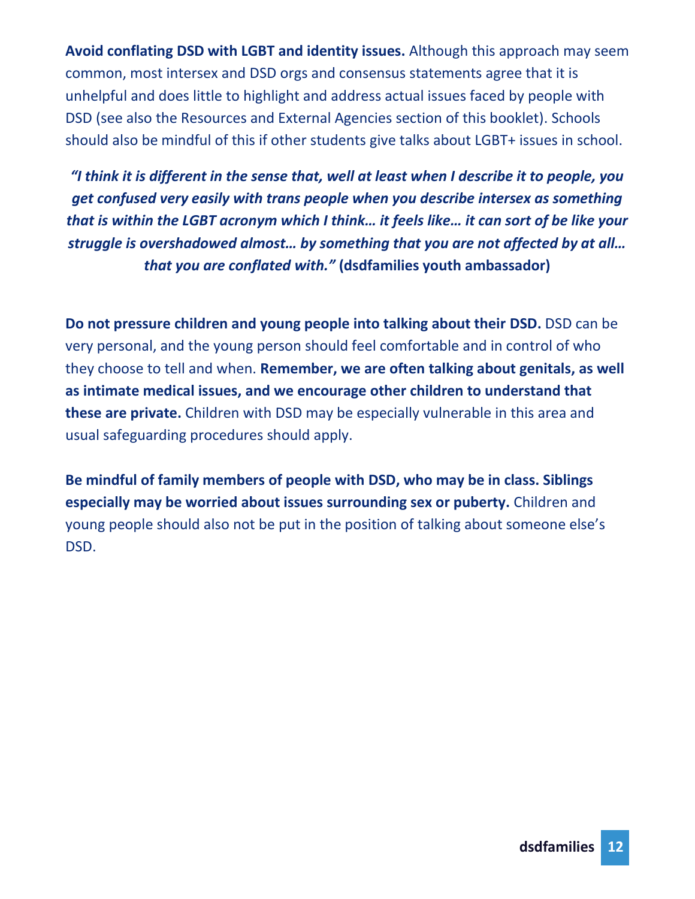**Avoid conflating DSD with LGBT and identity issues.** Although this approach may seem common, most intersex and DSD orgs and consensus statements agree that it is unhelpful and does little to highlight and address actual issues faced by people with DSD (see also the Resources and External Agencies section of this booklet). Schools should also be mindful of this if other students give talks about LGBT+ issues in school.

***"I think it is different in the sense that, well at least when I describe it to people, you get confused very easily with trans people when you describe intersex as something that is within the LGBT acronym which I think… it feels like… it can sort of be like your struggle is overshadowed almost… by something that you are not affected by at all… that you are conflated with."*** **(dsdfamilies youth ambassador)**

**Do not pressure children and young people into talking about their DSD.** DSD can be very personal, and the young person should feel comfortable and in control of who they choose to tell and when. **Remember, we are often talking about genitals, as well as intimate medical issues, and we encourage other children to understand that these are private.** Children with DSD may be especially vulnerable in this area and usual safeguarding procedures should apply.

**Be mindful of family members of people with DSD, who may be in class. Siblings especially may be worried about issues surrounding sex or puberty.** Children and young people should also not be put in the position of talking about someone else's DSD.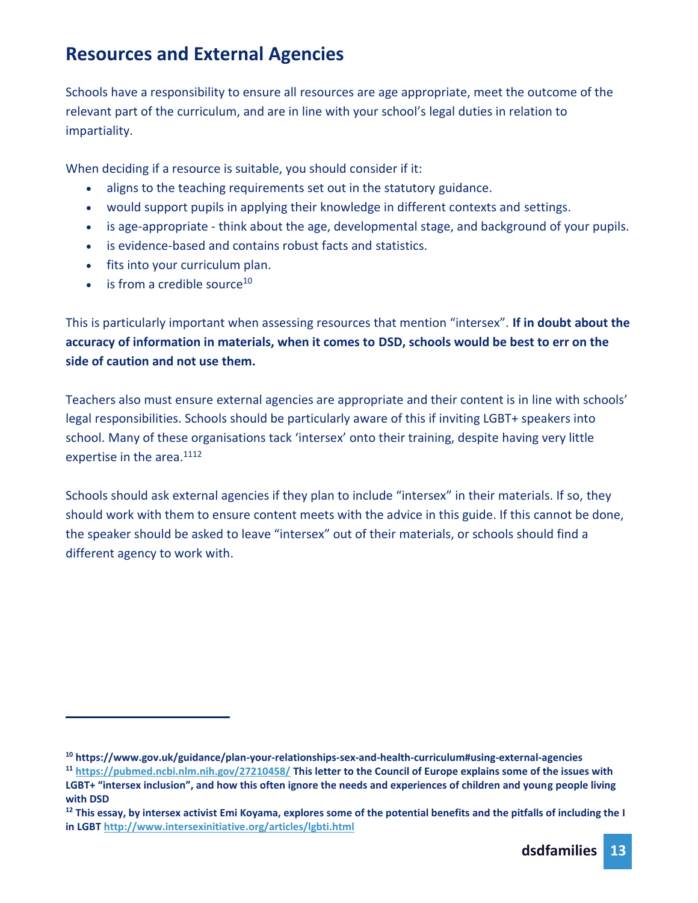## Resources and External Agencies

Schools have a responsibility to ensure all resources are age appropriate, meet the outcome of the relevant part of the curriculum, and are in line with your school's legal duties in relation to impartiality.

When deciding if a resource is suitable, you should consider if it:

- aligns to the teaching requirements set out in the statutory guidance.
- would support pupils in applying their knowledge in different contexts and settings.
- is age-appropriate - think about the age, developmental stage, and background of your pupils.
- is evidence-based and contains robust facts and statistics.
- fits into your curriculum plan.
- is from a credible source[10]

This is particularly important when assessing resources that mention "intersex". **If in doubt about the accuracy of information in materials, when it comes to DSD, schools would be best to err on the side of caution and not use them.**

Teachers also must ensure external agencies are appropriate and their content is in line with schools' legal responsibilities. Schools should be particularly aware of this if inviting LGBT+ speakers into school. Many of these organisations tack 'intersex' onto their training, despite having very little expertise in the area.[11][12]

Schools should ask external agencies if they plan to include "intersex" in their materials. If so, they should work with them to ensure content meets with the advice in this guide. If this cannot be done, the speaker should be asked to leave "intersex" out of their materials, or schools should find a different agency to work with.

---

[10] **https://www.gov.uk/guidance/plan-your-relationships-sex-and-health-curriculum#using-external-agencies**

[11] **https://pubmed.ncbi.nlm.nih.gov/27210458/ This letter to the Council of Europe explains some of the issues with LGBT+ "intersex inclusion", and how this often ignore the needs and experiences of children and young people living with DSD**

[12] **This essay, by intersex activist Emi Koyama, explores some of the potential benefits and the pitfalls of including the I in LGBT http://www.intersexinitiative.org/articles/lgbti.html**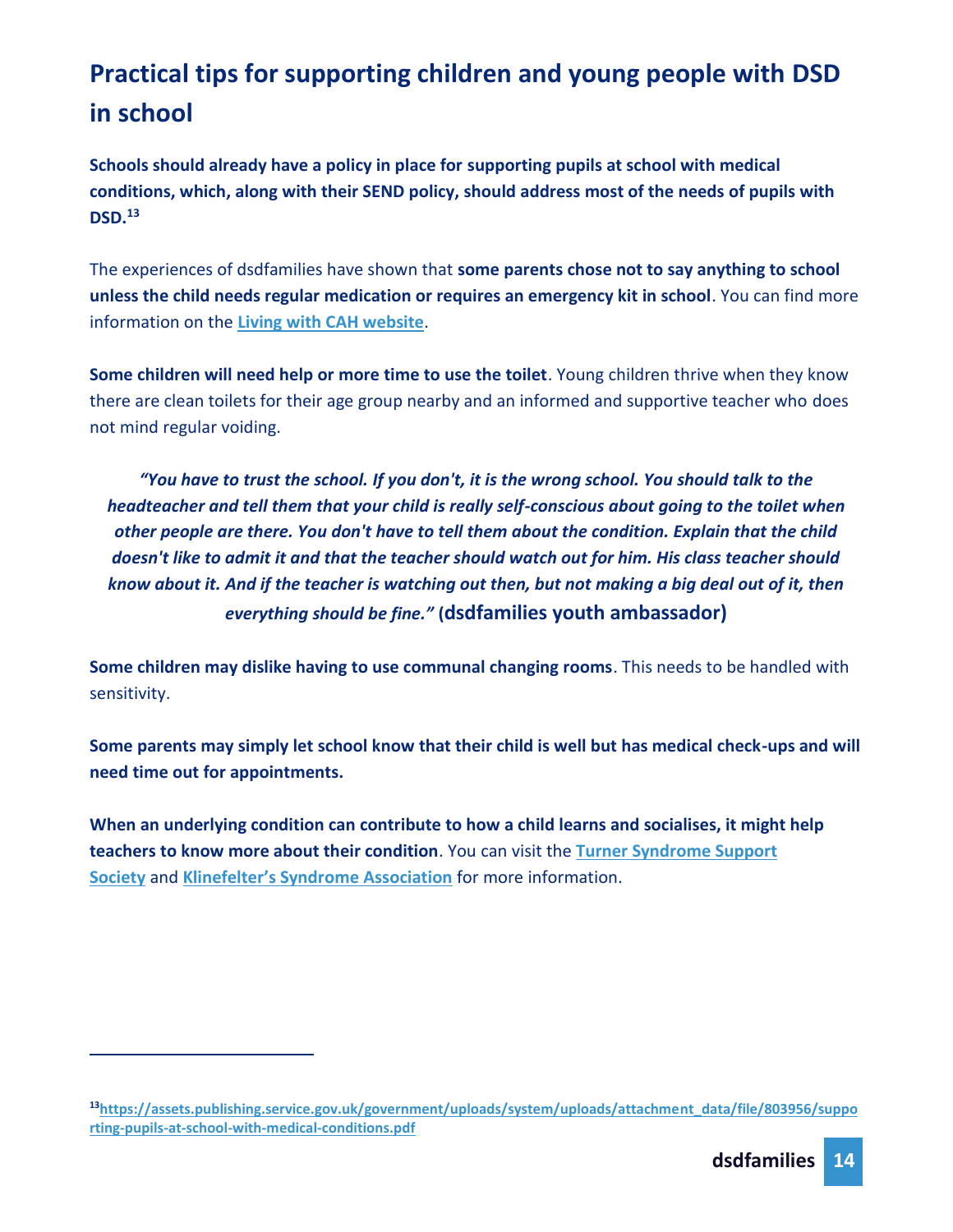## Practical tips for supporting children and young people with DSD in school

**Schools should already have a policy in place for supporting pupils at school with medical conditions, which, along with their SEND policy, should address most of the needs of pupils with DSD.**[13]

The experiences of dsdfamilies have shown that **some parents chose not to say anything to school unless the child needs regular medication or requires an emergency kit in school**. You can find more information on the **[Living with CAH website]**.

**Some children will need help or more time to use the toilet**. Young children thrive when they know there are clean toilets for their age group nearby and an informed and supportive teacher who does not mind regular voiding.

> ***"You have to trust the school. If you don't, it is the wrong school. You should talk to the headteacher and tell them that your child is really self-conscious about going to the toilet when other people are there. You don't have to tell them about the condition. Explain that the child doesn't like to admit it and that the teacher should watch out for him. His class teacher should know about it. And if the teacher is watching out then, but not making a big deal out of it, then everything should be fine."*** **(dsdfamilies youth ambassador)**

**Some children may dislike having to use communal changing rooms**. This needs to be handled with sensitivity.

**Some parents may simply let school know that their child is well but has medical check-ups and will need time out for appointments.**

**When an underlying condition can contribute to how a child learns and socialises, it might help teachers to know more about their condition**. You can visit the **Turner Syndrome Support Society** and **Klinefelter's Syndrome Association** for more information.

---

[13] https://assets.publishing.service.gov.uk/government/uploads/system/uploads/attachment_data/file/803956/supporting-pupils-at-school-with-medical-conditions.pdf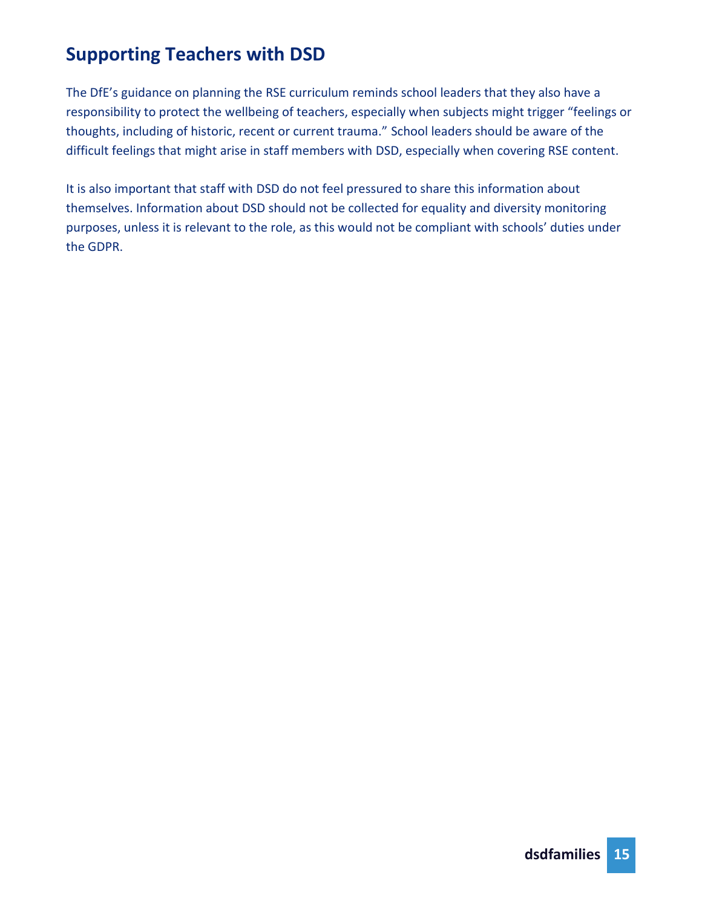## Supporting Teachers with DSD

The DfE's guidance on planning the RSE curriculum reminds school leaders that they also have a responsibility to protect the wellbeing of teachers, especially when subjects might trigger "feelings or thoughts, including of historic, recent or current trauma." School leaders should be aware of the difficult feelings that might arise in staff members with DSD, especially when covering RSE content.

It is also important that staff with DSD do not feel pressured to share this information about themselves. Information about DSD should not be collected for equality and diversity monitoring purposes, unless it is relevant to the role, as this would not be compliant with schools' duties under the GDPR.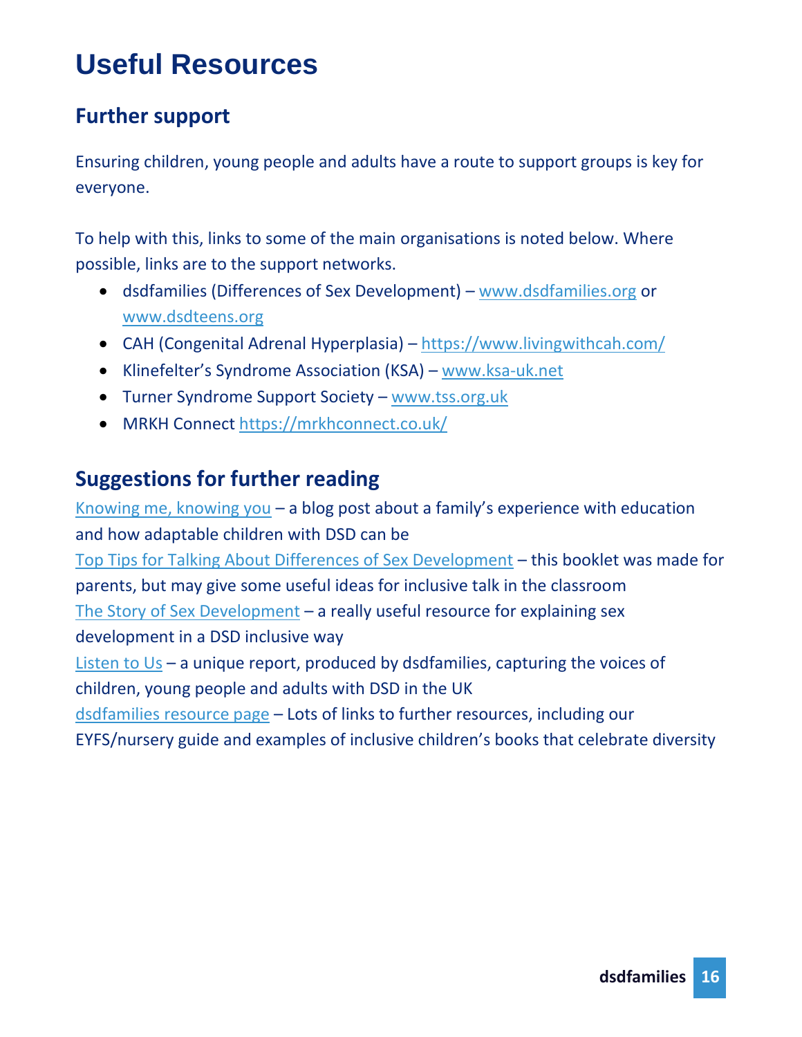# Useful Resources

## Further support

Ensuring children, young people and adults have a route to support groups is key for everyone.

To help with this, links to some of the main organisations is noted below. Where possible, links are to the support networks.

- dsdfamilies (Differences of Sex Development) – www.dsdfamilies.org or www.dsdteens.org
- CAH (Congenital Adrenal Hyperplasia) – https://www.livingwithcah.com/
- Klinefelter's Syndrome Association (KSA) – www.ksa-uk.net
- Turner Syndrome Support Society – www.tss.org.uk
- MRKH Connect https://mrkhconnect.co.uk/

## Suggestions for further reading

Knowing me, knowing you – a blog post about a family's experience with education and how adaptable children with DSD can be

Top Tips for Talking About Differences of Sex Development – this booklet was made for parents, but may give some useful ideas for inclusive talk in the classroom

The Story of Sex Development – a really useful resource for explaining sex development in a DSD inclusive way

Listen to Us – a unique report, produced by dsdfamilies, capturing the voices of children, young people and adults with DSD in the UK

dsdfamilies resource page – Lots of links to further resources, including our EYFS/nursery guide and examples of inclusive children's books that celebrate diversity